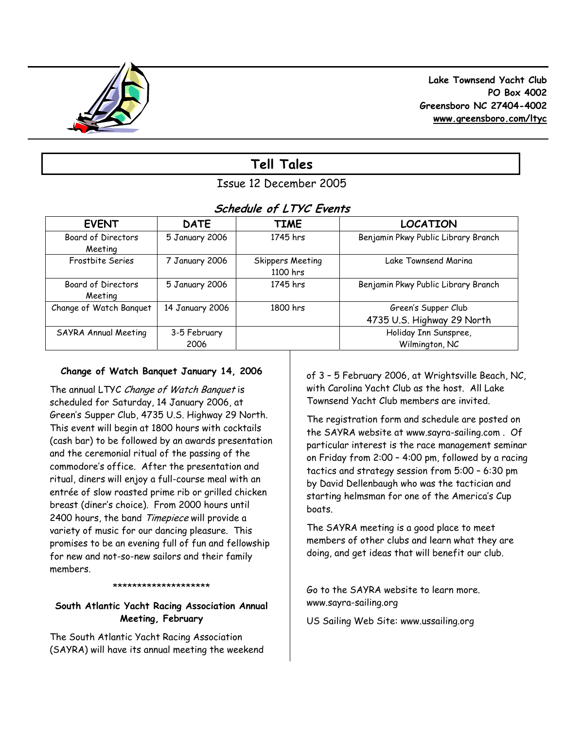**Lake Townsend Yacht Club**
**PO Box 4002**
**Greensboro NC 27404-4002**
**www.greensboro.com/ltyc**

# Tell Tales

Issue 12 December 2005

## *Schedule of LTYC Events*

| EVENT | DATE | TIME | LOCATION |
|---|---|---|---|
| Board of Directors Meeting | 5 January 2006 | 1745 hrs | Benjamin Pkwy Public Library Branch |
| Frostbite Series | 7 January 2006 | Skippers Meeting 1100 hrs | Lake Townsend Marina |
| Board of Directors Meeting | 5 January 2006 | 1745 hrs | Benjamin Pkwy Public Library Branch |
| Change of Watch Banquet | 14 January 2006 | 1800 hrs | Green's Supper Club 4735 U.S. Highway 29 North |
| SAYRA Annual Meeting | 3-5 February 2006 | | Holiday Inn Sunspree, Wilmington, NC |

### Change of Watch Banquet January 14, 2006

The annual LTYC *Change of Watch Banquet* is scheduled for Saturday, 14 January 2006, at Green's Supper Club, 4735 U.S. Highway 29 North. This event will begin at 1800 hours with cocktails (cash bar) to be followed by an awards presentation and the ceremonial ritual of the passing of the commodore's office. After the presentation and ritual, diners will enjoy a full-course meal with an entrée of slow roasted prime rib or grilled chicken breast (diner's choice). From 2000 hours until 2400 hours, the band *Timepiece* will provide a variety of music for our dancing pleasure. This promises to be an evening full of fun and fellowship for new and not-so-new sailors and their family members.

********************

### South Atlantic Yacht Racing Association Annual Meeting, February

The South Atlantic Yacht Racing Association (SAYRA) will have its annual meeting the weekend of 3 – 5 February 2006, at Wrightsville Beach, NC, with Carolina Yacht Club as the host. All Lake Townsend Yacht Club members are invited.

The registration form and schedule are posted on the SAYRA website at www.sayra-sailing.com . Of particular interest is the race management seminar on Friday from 2:00 – 4:00 pm, followed by a racing tactics and strategy session from 5:00 – 6:30 pm by David Dellenbaugh who was the tactician and starting helmsman for one of the America's Cup boats.

The SAYRA meeting is a good place to meet members of other clubs and learn what they are doing, and get ideas that will benefit our club.

Go to the SAYRA website to learn more. www.sayra-sailing.org

US Sailing Web Site: www.ussailing.org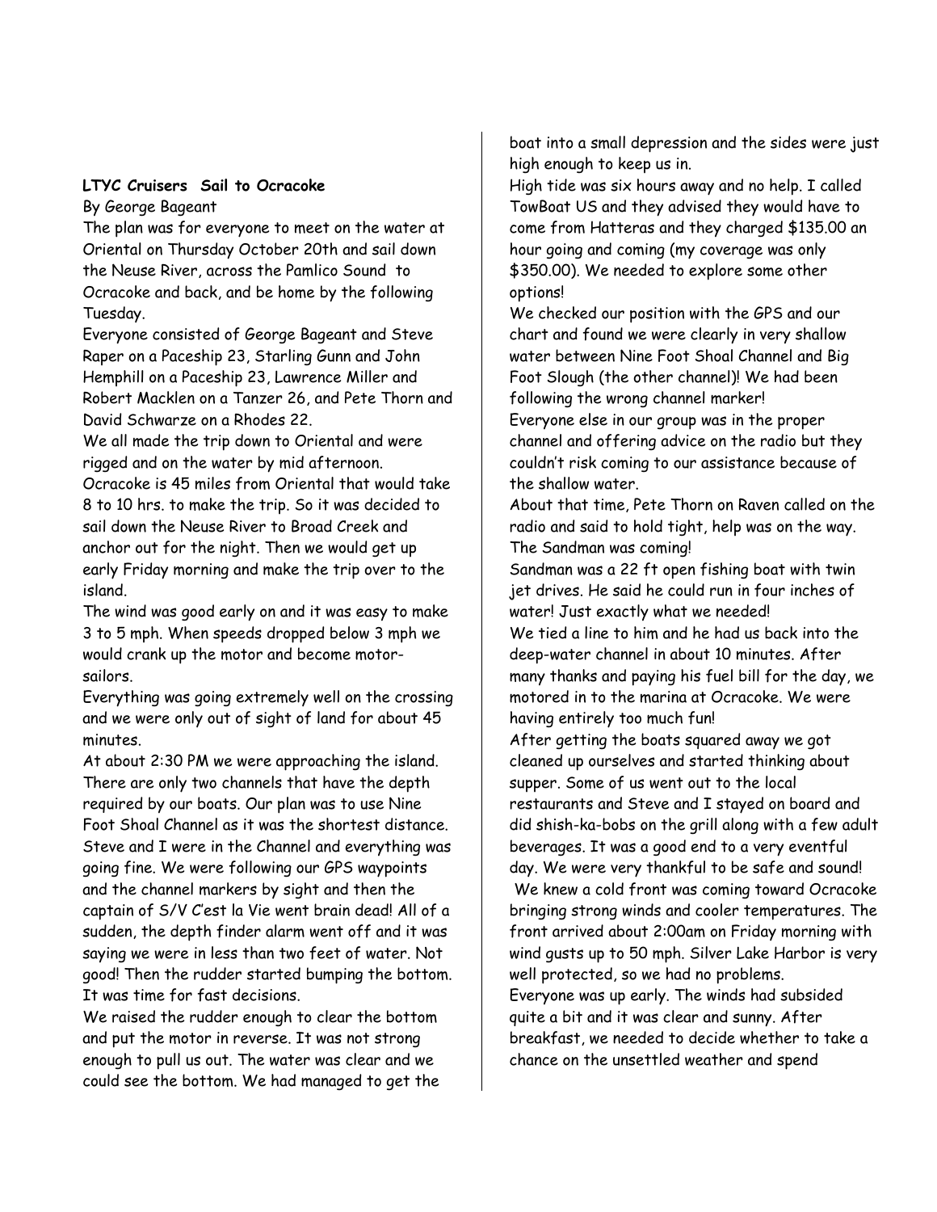**LTYC Cruisers Sail to Ocracoke**

By George Bageant

The plan was for everyone to meet on the water at Oriental on Thursday October 20th and sail down the Neuse River, across the Pamlico Sound to Ocracoke and back, and be home by the following Tuesday.

Everyone consisted of George Bageant and Steve Raper on a Paceship 23, Starling Gunn and John Hemphill on a Paceship 23, Lawrence Miller and Robert Macklen on a Tanzer 26, and Pete Thorn and David Schwarze on a Rhodes 22.

We all made the trip down to Oriental and were rigged and on the water by mid afternoon.

Ocracoke is 45 miles from Oriental that would take 8 to 10 hrs. to make the trip. So it was decided to sail down the Neuse River to Broad Creek and anchor out for the night. Then we would get up early Friday morning and make the trip over to the island.

The wind was good early on and it was easy to make 3 to 5 mph. When speeds dropped below 3 mph we would crank up the motor and become motor-sailors.

Everything was going extremely well on the crossing and we were only out of sight of land for about 45 minutes.

At about 2:30 PM we were approaching the island. There are only two channels that have the depth required by our boats. Our plan was to use Nine Foot Shoal Channel as it was the shortest distance. Steve and I were in the Channel and everything was going fine. We were following our GPS waypoints and the channel markers by sight and then the captain of S/V C'est la Vie went brain dead! All of a sudden, the depth finder alarm went off and it was saying we were in less than two feet of water. Not good! Then the rudder started bumping the bottom. It was time for fast decisions.

We raised the rudder enough to clear the bottom and put the motor in reverse. It was not strong enough to pull us out. The water was clear and we could see the bottom. We had managed to get the boat into a small depression and the sides were just high enough to keep us in.

High tide was six hours away and no help. I called TowBoat US and they advised they would have to come from Hatteras and they charged $135.00 an hour going and coming (my coverage was only $350.00). We needed to explore some other options!

We checked our position with the GPS and our chart and found we were clearly in very shallow water between Nine Foot Shoal Channel and Big Foot Slough (the other channel)! We had been following the wrong channel marker!

Everyone else in our group was in the proper channel and offering advice on the radio but they couldn't risk coming to our assistance because of the shallow water.

About that time, Pete Thorn on Raven called on the radio and said to hold tight, help was on the way. The Sandman was coming!

Sandman was a 22 ft open fishing boat with twin jet drives. He said he could run in four inches of water! Just exactly what we needed!

We tied a line to him and he had us back into the deep-water channel in about 10 minutes. After many thanks and paying his fuel bill for the day, we motored in to the marina at Ocracoke. We were having entirely too much fun!

After getting the boats squared away we got cleaned up ourselves and started thinking about supper. Some of us went out to the local restaurants and Steve and I stayed on board and did shish-ka-bobs on the grill along with a few adult beverages. It was a good end to a very eventful day. We were very thankful to be safe and sound!

We knew a cold front was coming toward Ocracoke bringing strong winds and cooler temperatures. The front arrived about 2:00am on Friday morning with wind gusts up to 50 mph. Silver Lake Harbor is very well protected, so we had no problems.

Everyone was up early. The winds had subsided quite a bit and it was clear and sunny. After breakfast, we needed to decide whether to take a chance on the unsettled weather and spend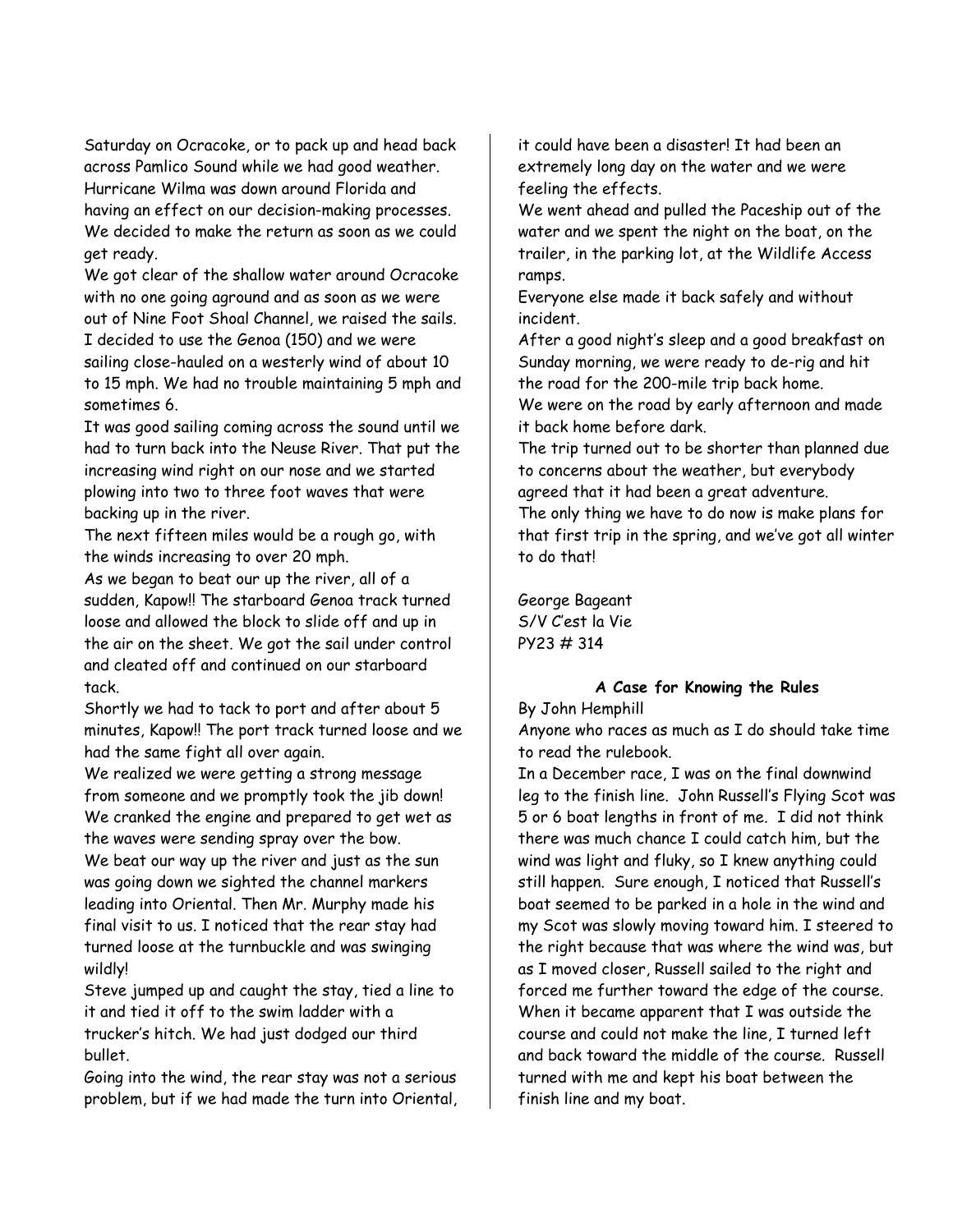Saturday on Ocracoke, or to pack up and head back across Pamlico Sound while we had good weather. Hurricane Wilma was down around Florida and having an effect on our decision-making processes. We decided to make the return as soon as we could get ready.

We got clear of the shallow water around Ocracoke with no one going aground and as soon as we were out of Nine Foot Shoal Channel, we raised the sails. I decided to use the Genoa (150) and we were sailing close-hauled on a westerly wind of about 10 to 15 mph. We had no trouble maintaining 5 mph and sometimes 6.

It was good sailing coming across the sound until we had to turn back into the Neuse River. That put the increasing wind right on our nose and we started plowing into two to three foot waves that were backing up in the river.

The next fifteen miles would be a rough go, with the winds increasing to over 20 mph.

As we began to beat our up the river, all of a sudden, Kapow!! The starboard Genoa track turned loose and allowed the block to slide off and up in the air on the sheet. We got the sail under control and cleated off and continued on our starboard tack.

Shortly we had to tack to port and after about 5 minutes, Kapow!! The port track turned loose and we had the same fight all over again.

We realized we were getting a strong message from someone and we promptly took the jib down! We cranked the engine and prepared to get wet as the waves were sending spray over the bow.

We beat our way up the river and just as the sun was going down we sighted the channel markers leading into Oriental. Then Mr. Murphy made his final visit to us. I noticed that the rear stay had turned loose at the turnbuckle and was swinging wildly!

Steve jumped up and caught the stay, tied a line to it and tied it off to the swim ladder with a trucker's hitch. We had just dodged our third bullet.

Going into the wind, the rear stay was not a serious problem, but if we had made the turn into Oriental, it could have been a disaster! It had been an extremely long day on the water and we were feeling the effects.

We went ahead and pulled the Paceship out of the water and we spent the night on the boat, on the trailer, in the parking lot, at the Wildlife Access ramps.

Everyone else made it back safely and without incident.

After a good night's sleep and a good breakfast on Sunday morning, we were ready to de-rig and hit the road for the 200-mile trip back home.

We were on the road by early afternoon and made it back home before dark.

The trip turned out to be shorter than planned due to concerns about the weather, but everybody agreed that it had been a great adventure.

The only thing we have to do now is make plans for that first trip in the spring, and we've got all winter to do that!

George Bageant
S/V C'est la Vie
PY23 # 314

**A Case for Knowing the Rules**

By John Hemphill

Anyone who races as much as I do should take time to read the rulebook.

In a December race, I was on the final downwind leg to the finish line. John Russell's Flying Scot was 5 or 6 boat lengths in front of me. I did not think there was much chance I could catch him, but the wind was light and fluky, so I knew anything could still happen. Sure enough, I noticed that Russell's boat seemed to be parked in a hole in the wind and my Scot was slowly moving toward him. I steered to the right because that was where the wind was, but as I moved closer, Russell sailed to the right and forced me further toward the edge of the course. When it became apparent that I was outside the course and could not make the line, I turned left and back toward the middle of the course. Russell turned with me and kept his boat between the finish line and my boat.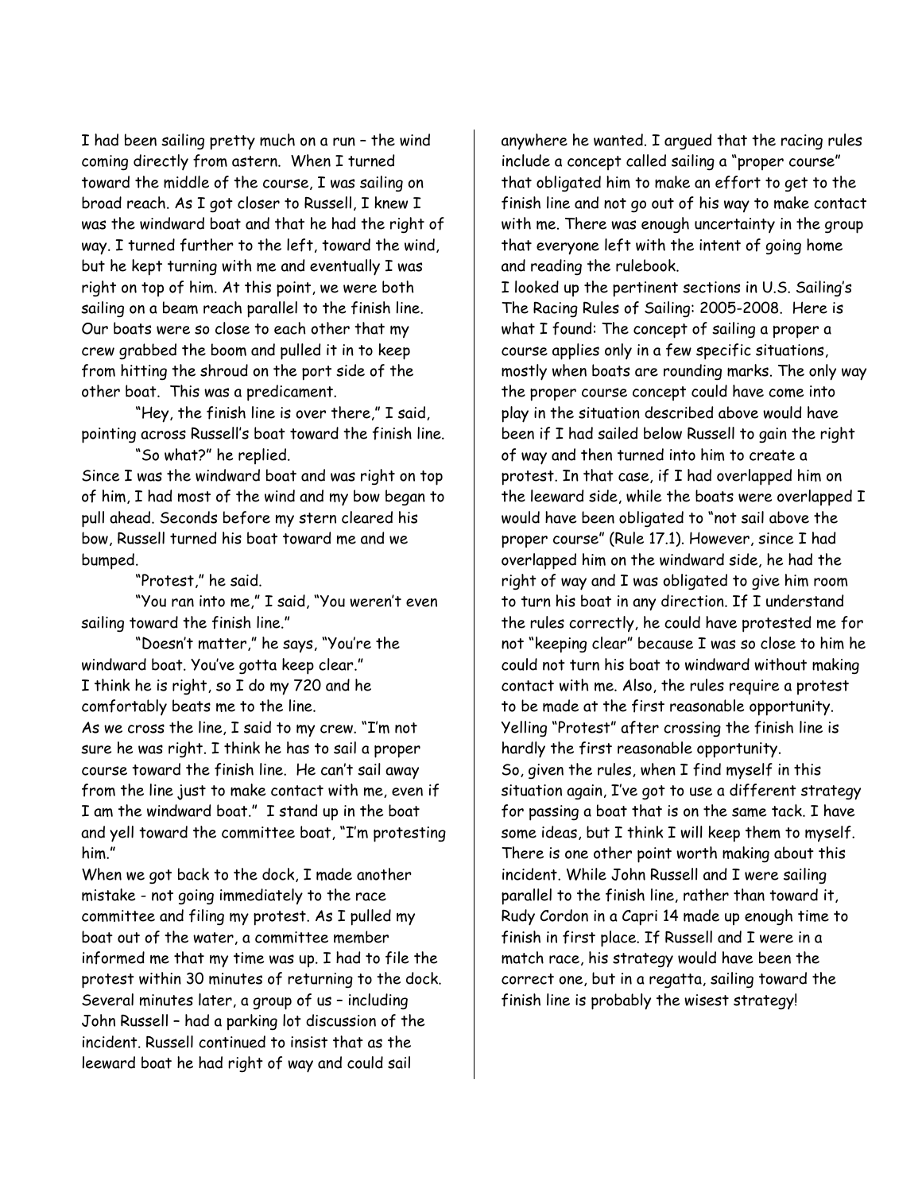I had been sailing pretty much on a run – the wind coming directly from astern. When I turned toward the middle of the course, I was sailing on broad reach. As I got closer to Russell, I knew I was the windward boat and that he had the right of way. I turned further to the left, toward the wind, but he kept turning with me and eventually I was right on top of him. At this point, we were both sailing on a beam reach parallel to the finish line. Our boats were so close to each other that my crew grabbed the boom and pulled it in to keep from hitting the shroud on the port side of the other boat. This was a predicament.

"Hey, the finish line is over there," I said, pointing across Russell's boat toward the finish line.

"So what?" he replied.

Since I was the windward boat and was right on top of him, I had most of the wind and my bow began to pull ahead. Seconds before my stern cleared his bow, Russell turned his boat toward me and we bumped.

"Protest," he said.

"You ran into me," I said, "You weren't even sailing toward the finish line."

"Doesn't matter," he says, "You're the windward boat. You've gotta keep clear."

I think he is right, so I do my 720 and he comfortably beats me to the line.

As we cross the line, I said to my crew. "I'm not sure he was right. I think he has to sail a proper course toward the finish line. He can't sail away from the line just to make contact with me, even if I am the windward boat." I stand up in the boat and yell toward the committee boat, "I'm protesting him."

When we got back to the dock, I made another mistake - not going immediately to the race committee and filing my protest. As I pulled my boat out of the water, a committee member informed me that my time was up. I had to file the protest within 30 minutes of returning to the dock. Several minutes later, a group of us – including John Russell – had a parking lot discussion of the incident. Russell continued to insist that as the leeward boat he had right of way and could sail anywhere he wanted. I argued that the racing rules include a concept called sailing a "proper course" that obligated him to make an effort to get to the finish line and not go out of his way to make contact with me. There was enough uncertainty in the group that everyone left with the intent of going home and reading the rulebook.

I looked up the pertinent sections in U.S. Sailing's The Racing Rules of Sailing: 2005-2008. Here is what I found: The concept of sailing a proper a course applies only in a few specific situations, mostly when boats are rounding marks. The only way the proper course concept could have come into play in the situation described above would have been if I had sailed below Russell to gain the right of way and then turned into him to create a protest. In that case, if I had overlapped him on the leeward side, while the boats were overlapped I would have been obligated to "not sail above the proper course" (Rule 17.1). However, since I had overlapped him on the windward side, he had the right of way and I was obligated to give him room to turn his boat in any direction. If I understand the rules correctly, he could have protested me for not "keeping clear" because I was so close to him he could not turn his boat to windward without making contact with me. Also, the rules require a protest to be made at the first reasonable opportunity. Yelling "Protest" after crossing the finish line is hardly the first reasonable opportunity.

So, given the rules, when I find myself in this situation again, I've got to use a different strategy for passing a boat that is on the same tack. I have some ideas, but I think I will keep them to myself.

There is one other point worth making about this incident. While John Russell and I were sailing parallel to the finish line, rather than toward it, Rudy Cordon in a Capri 14 made up enough time to finish in first place. If Russell and I were in a match race, his strategy would have been the correct one, but in a regatta, sailing toward the finish line is probably the wisest strategy!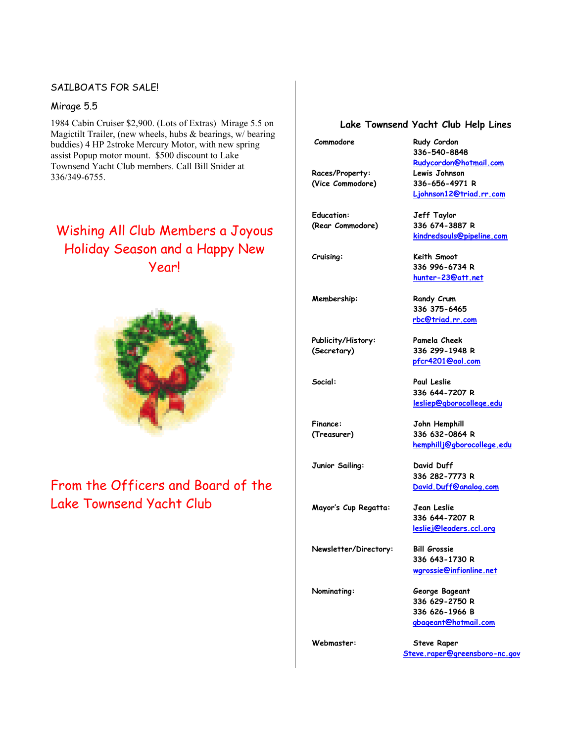SAILBOATS FOR SALE!

Mirage 5.5

1984 Cabin Cruiser $2,900. (Lots of Extras) Mirage 5.5 on Magictilt Trailer, (new wheels, hubs & bearings, w/ bearing buddies) 4 HP 2stroke Mercury Motor, with new spring assist Popup motor mount. $500 discount to Lake Townsend Yacht Club members. Call Bill Snider at 336/349-6755.

Wishing All Club Members a Joyous Holiday Season and a Happy New Year!

From the Officers and Board of the Lake Townsend Yacht Club

## Lake Townsend Yacht Club Help Lines

| Position | Contact |
| --- | --- |
| Commodore | Rudy Cordon<br>336-540-8848<br>Rudycordon@hotmail.com |
| Races/Property:<br>(Vice Commodore) | Lewis Johnson<br>336-656-4971 R<br>Ljohnson12@triad.rr.com |
| Education:<br>(Rear Commodore) | Jeff Taylor<br>336 674-3887 R<br>kindredsouls@pipeline.com |
| Cruising: | Keith Smoot<br>336 996-6734 R<br>hunter-23@att.net |
| Membership: | Randy Crum<br>336 375-6465<br>rbc@triad.rr.com |
| Publicity/History:<br>(Secretary) | Pamela Cheek<br>336 299-1948 R<br>pfcr4201@aol.com |
| Social: | Paul Leslie<br>336 644-7207 R<br>lesliep@gborocollege.edu |
| Finance:<br>(Treasurer) | John Hemphill<br>336 632-0864 R<br>hemphillj@gborocollege.edu |
| Junior Sailing: | David Duff<br>336 282-7773 R<br>David.Duff@analog.com |
| Mayor's Cup Regatta: | Jean Leslie<br>336 644-7207 R<br>lesliej@leaders.ccl.org |
| Newsletter/Directory: | Bill Grossie<br>336 643-1730 R<br>wgrossie@infionline.net |
| Nominating: | George Bageant<br>336 629-2750 R<br>336 626-1966 B<br>gbageant@hotmail.com |
| Webmaster: | Steve Raper<br>Steve.raper@greensboro-nc.gov |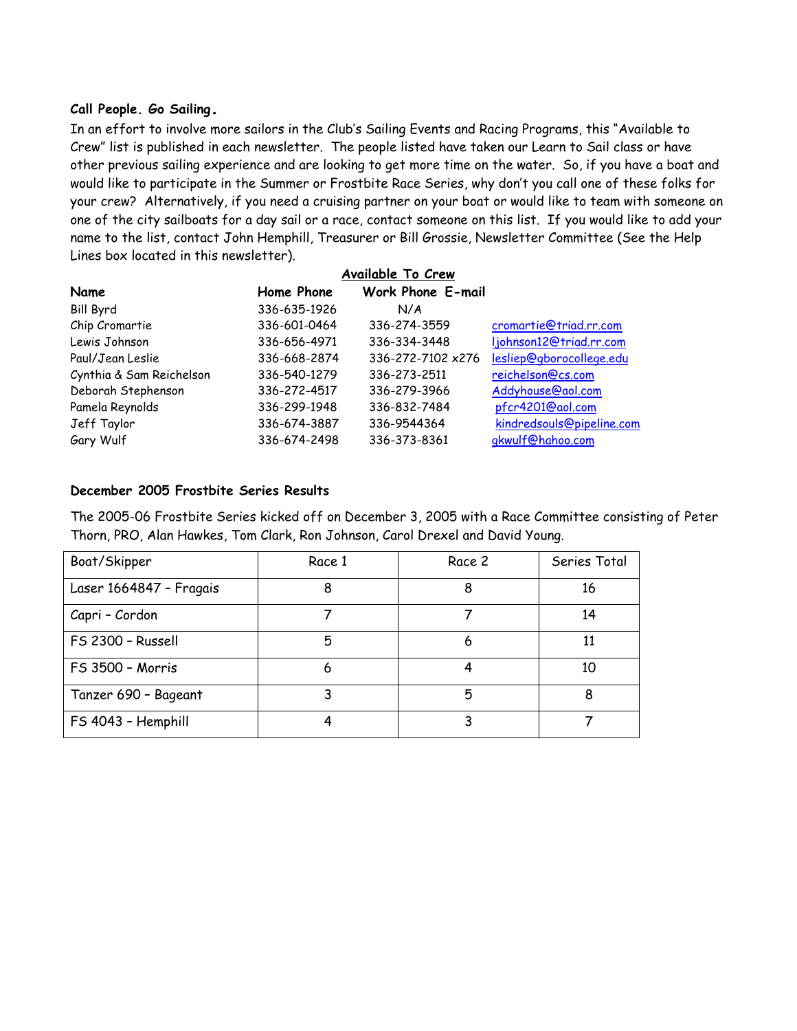### Call People. Go Sailing.

In an effort to involve more sailors in the Club's Sailing Events and Racing Programs, this "Available to Crew" list is published in each newsletter. The people listed have taken our Learn to Sail class or have other previous sailing experience and are looking to get more time on the water. So, if you have a boat and would like to participate in the Summer or Frostbite Race Series, why don't you call one of these folks for your crew? Alternatively, if you need a cruising partner on your boat or would like to team with someone on one of the city sailboats for a day sail or a race, contact someone on this list. If you would like to add your name to the list, contact John Hemphill, Treasurer or Bill Grossie, Newsletter Committee (See the Help Lines box located in this newsletter).

**Available To Crew**

| Name | Home Phone | Work Phone | E-mail |
|---|---|---|---|
| Bill Byrd | 336-635-1926 | N/A | |
| Chip Cromartie | 336-601-0464 | 336-274-3559 | cromartie@triad.rr.com |
| Lewis Johnson | 336-656-4971 | 336-334-3448 | ljohnson12@triad.rr.com |
| Paul/Jean Leslie | 336-668-2874 | 336-272-7102 x276 | lesliep@gborocollege.edu |
| Cynthia & Sam Reichelson | 336-540-1279 | 336-273-2511 | reichelson@cs.com |
| Deborah Stephenson | 336-272-4517 | 336-279-3966 | Addyhouse@aol.com |
| Pamela Reynolds | 336-299-1948 | 336-832-7484 | pfcr4201@aol.com |
| Jeff Taylor | 336-674-3887 | 336-9544364 | kindredsouls@pipeline.com |
| Gary Wulf | 336-674-2498 | 336-373-8361 | gkwulf@hahoo.com |

### December 2005 Frostbite Series Results

The 2005-06 Frostbite Series kicked off on December 3, 2005 with a Race Committee consisting of Peter Thorn, PRO, Alan Hawkes, Tom Clark, Ron Johnson, Carol Drexel and David Young.

| Boat/Skipper | Race 1 | Race 2 | Series Total |
|---|---|---|---|
| Laser 1664847 – Fragais | 8 | 8 | 16 |
| Capri – Cordon | 7 | 7 | 14 |
| FS 2300 – Russell | 5 | 6 | 11 |
| FS 3500 – Morris | 6 | 4 | 10 |
| Tanzer 690 – Bageant | 3 | 5 | 8 |
| FS 4043 – Hemphill | 4 | 3 | 7 |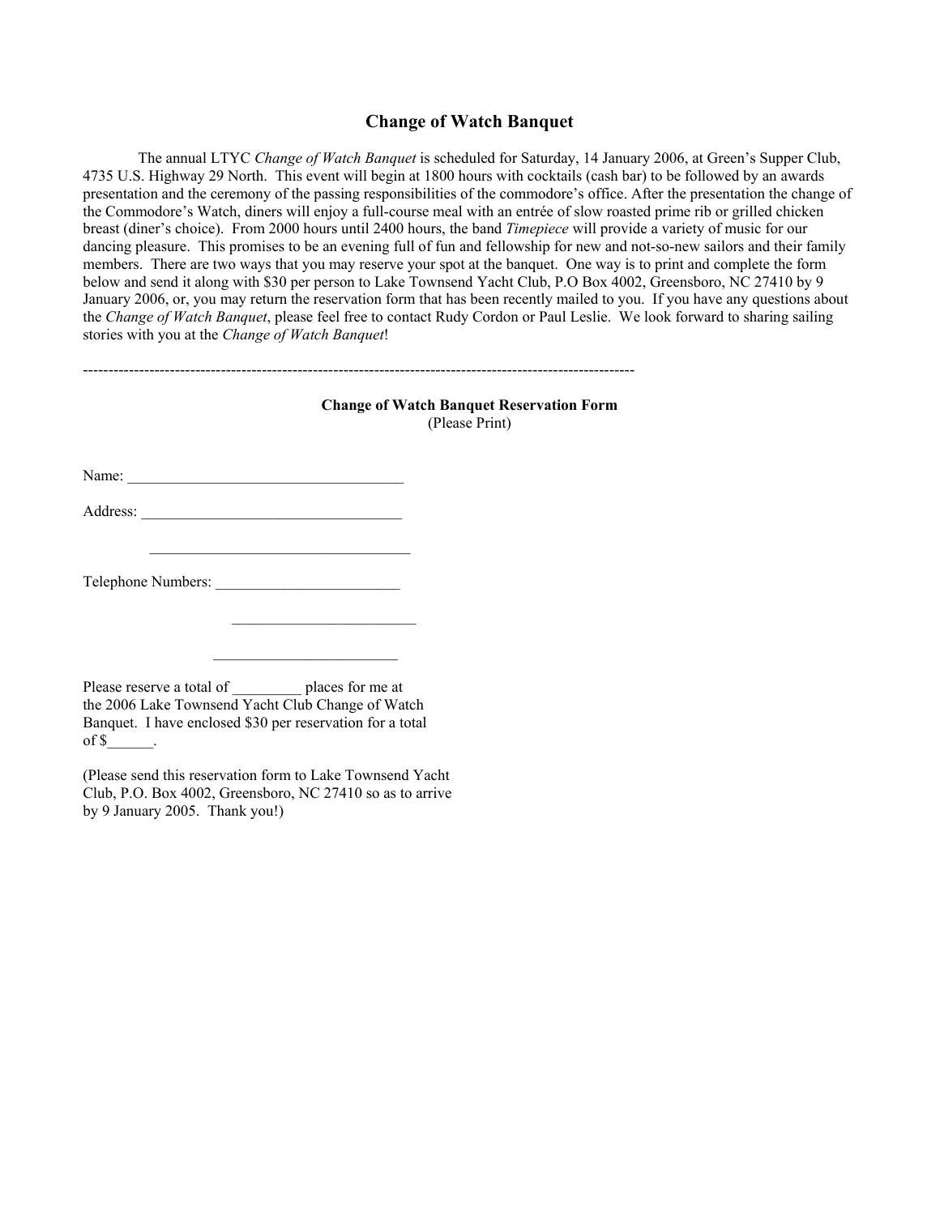# Change of Watch Banquet

The annual LTYC *Change of Watch Banquet* is scheduled for Saturday, 14 January 2006, at Green's Supper Club, 4735 U.S. Highway 29 North. This event will begin at 1800 hours with cocktails (cash bar) to be followed by an awards presentation and the ceremony of the passing responsibilities of the commodore's office. After the presentation the change of the Commodore's Watch, diners will enjoy a full-course meal with an entrée of slow roasted prime rib or grilled chicken breast (diner's choice). From 2000 hours until 2400 hours, the band *Timepiece* will provide a variety of music for our dancing pleasure. This promises to be an evening full of fun and fellowship for new and not-so-new sailors and their family members. There are two ways that you may reserve your spot at the banquet. One way is to print and complete the form below and send it along with $30 per person to Lake Townsend Yacht Club, P.O Box 4002, Greensboro, NC 27410 by 9 January 2006, or, you may return the reservation form that has been recently mailed to you. If you have any questions about the *Change of Watch Banquet*, please feel free to contact Rudy Cordon or Paul Leslie. We look forward to sharing sailing stories with you at the *Change of Watch Banquet*!

------------------------------------------------------------------------------------------------------------

**Change of Watch Banquet Reservation Form**
(Please Print)

Name: ___________________________________

Address: _________________________________

_________________________________

Telephone Numbers: _______________________

_______________________

_______________________

Please reserve a total of _________ places for me at the 2006 Lake Townsend Yacht Club Change of Watch Banquet. I have enclosed $30 per reservation for a total of $______.

(Please send this reservation form to Lake Townsend Yacht Club, P.O. Box 4002, Greensboro, NC 27410 so as to arrive by 9 January 2005. Thank you!)